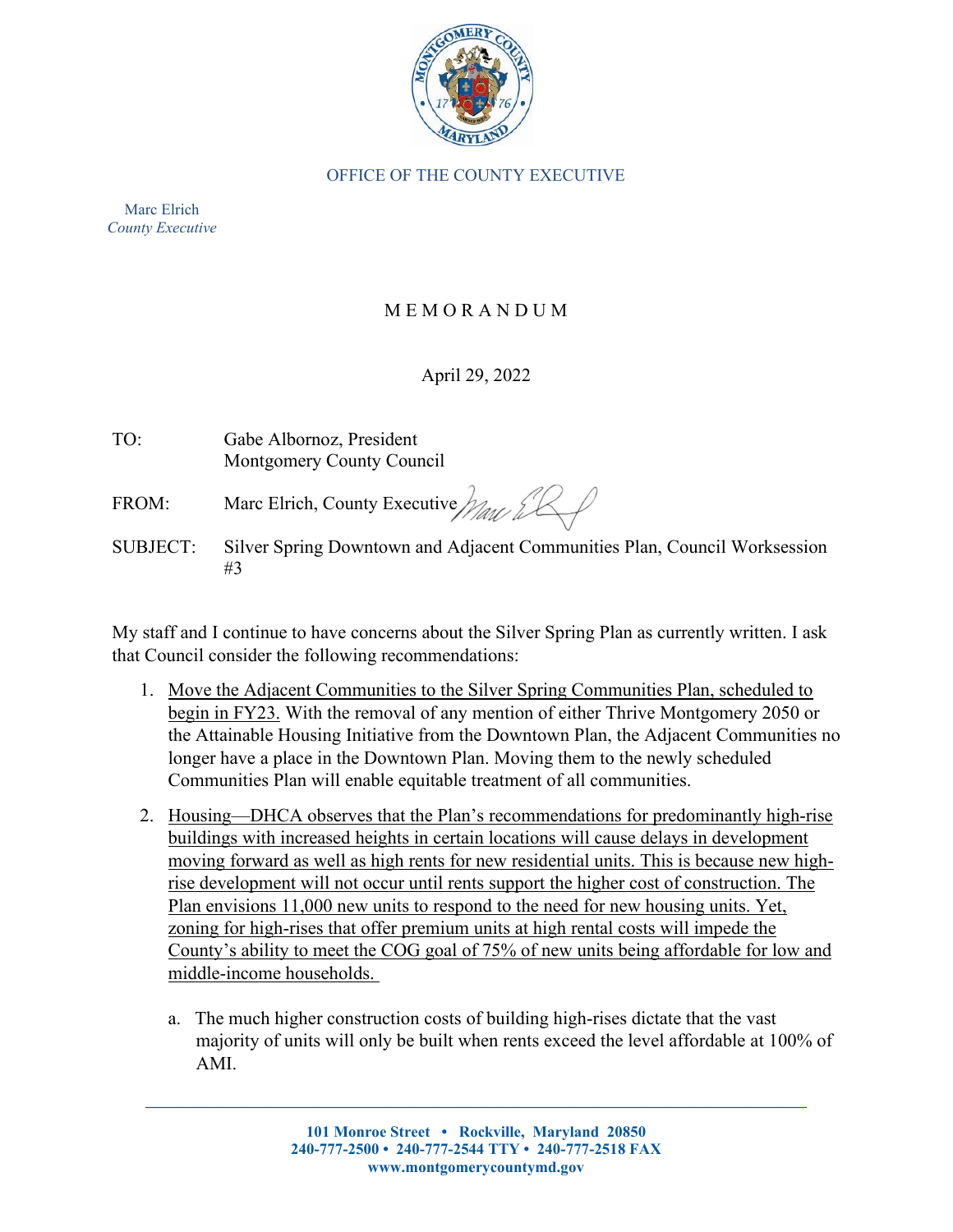OFFICE OF THE COUNTY EXECUTIVE

Marc Elrich
*County Executive*

# MEMORANDUM

April 29, 2022

TO: Gabe Albornoz, President
Montgomery County Council

FROM: Marc Elrich, County Executive

SUBJECT: Silver Spring Downtown and Adjacent Communities Plan, Council Worksession #3

My staff and I continue to have concerns about the Silver Spring Plan as currently written. I ask that Council consider the following recommendations:

1. <u>Move the Adjacent Communities to the Silver Spring Communities Plan, scheduled to begin in FY23.</u> With the removal of any mention of either Thrive Montgomery 2050 or the Attainable Housing Initiative from the Downtown Plan, the Adjacent Communities no longer have a place in the Downtown Plan. Moving them to the newly scheduled Communities Plan will enable equitable treatment of all communities.

2. <u>Housing—DHCA observes that the Plan's recommendations for predominantly high-rise buildings with increased heights in certain locations will cause delays in development moving forward as well as high rents for new residential units. This is because new high-rise development will not occur until rents support the higher cost of construction. The Plan envisions 11,000 new units to respond to the need for new housing units. Yet, zoning for high-rises that offer premium units at high rental costs will impede the County's ability to meet the COG goal of 75% of new units being affordable for low and middle-income households.</u>

    a. The much higher construction costs of building high-rises dictate that the vast majority of units will only be built when rents exceed the level affordable at 100% of AMI.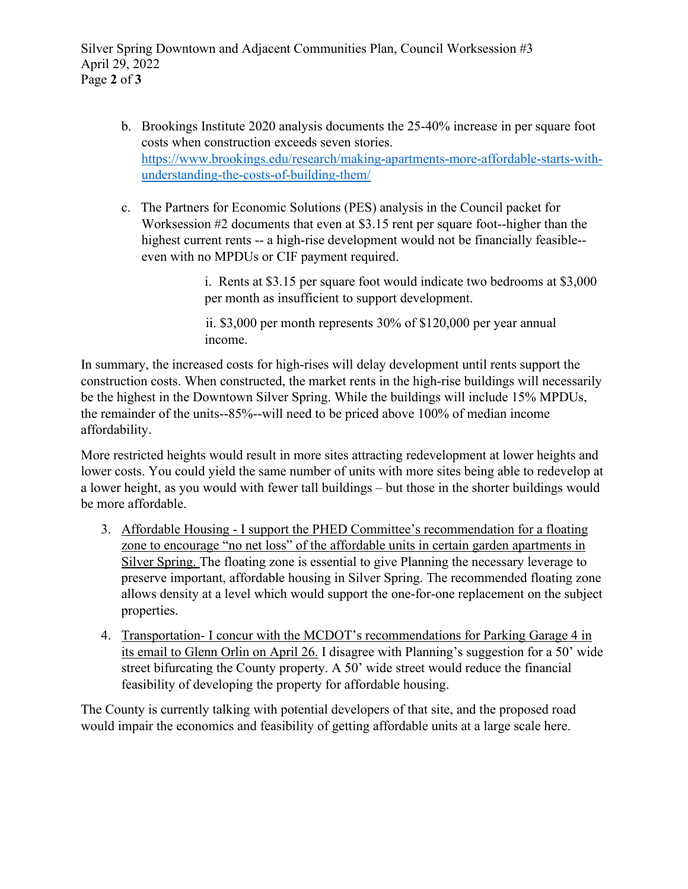b. Brookings Institute 2020 analysis documents the 25-40% increase in per square foot costs when construction exceeds seven stories. [https://www.brookings.edu/research/making-apartments-more-affordable-starts-with-understanding-the-costs-of-building-them/](https://www.brookings.edu/research/making-apartments-more-affordable-starts-with-understanding-the-costs-of-building-them/)

c. The Partners for Economic Solutions (PES) analysis in the Council packet for Worksession #2 documents that even at $3.15 rent per square foot--higher than the highest current rents -- a high-rise development would not be financially feasible--even with no MPDUs or CIF payment required.

> i. Rents at $3.15 per square foot would indicate two bedrooms at $3,000 per month as insufficient to support development.
>
> ii. $3,000 per month represents 30% of $120,000 per year annual income.

In summary, the increased costs for high-rises will delay development until rents support the construction costs. When constructed, the market rents in the high-rise buildings will necessarily be the highest in the Downtown Silver Spring. While the buildings will include 15% MPDUs, the remainder of the units--85%--will need to be priced above 100% of median income affordability.

More restricted heights would result in more sites attracting redevelopment at lower heights and lower costs. You could yield the same number of units with more sites being able to redevelop at a lower height, as you would with fewer tall buildings – but those in the shorter buildings would be more affordable.

3. Affordable Housing - I support the PHED Committee's recommendation for a floating zone to encourage "no net loss" of the affordable units in certain garden apartments in Silver Spring. The floating zone is essential to give Planning the necessary leverage to preserve important, affordable housing in Silver Spring. The recommended floating zone allows density at a level which would support the one-for-one replacement on the subject properties.

4. Transportation- I concur with the MCDOT's recommendations for Parking Garage 4 in its email to Glenn Orlin on April 26. I disagree with Planning's suggestion for a 50' wide street bifurcating the County property. A 50' wide street would reduce the financial feasibility of developing the property for affordable housing.

The County is currently talking with potential developers of that site, and the proposed road would impair the economics and feasibility of getting affordable units at a large scale here.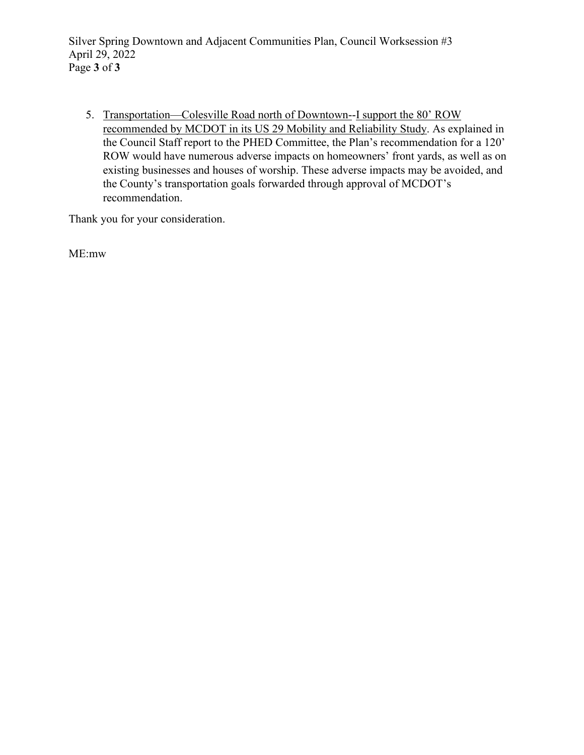5. Transportation—Colesville Road north of Downtown--I support the 80’ ROW recommended by MCDOT in its US 29 Mobility and Reliability Study. As explained in the Council Staff report to the PHED Committee, the Plan’s recommendation for a 120’ ROW would have numerous adverse impacts on homeowners’ front yards, as well as on existing businesses and houses of worship. These adverse impacts may be avoided, and the County’s transportation goals forwarded through approval of MCDOT’s recommendation.

Thank you for your consideration.

ME:mw